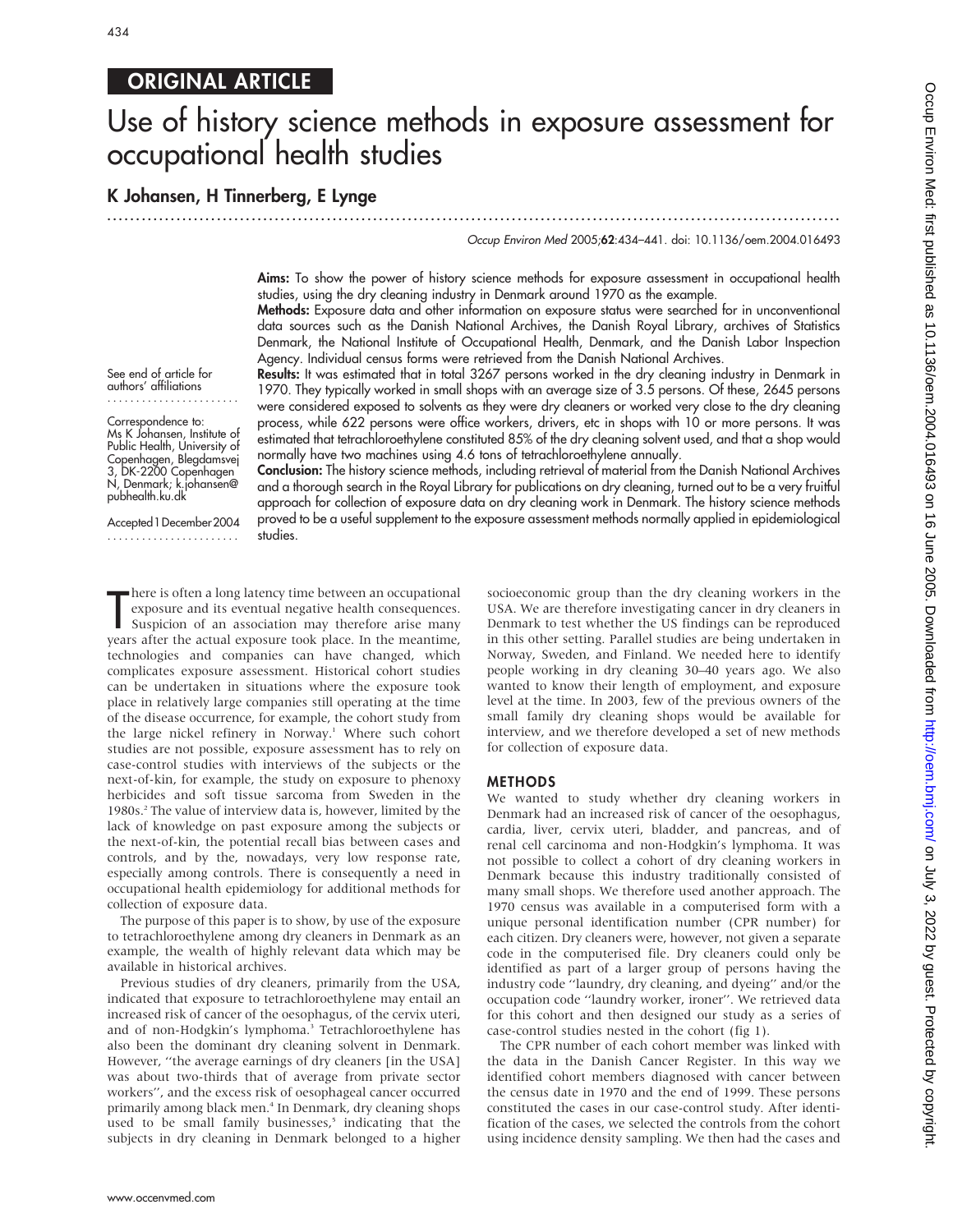ORIGINAL ARTICLE

# Use of history science methods in exposure assessment for occupational health studies

**K Johansen, H Tinnerberg, E Lynge**

*Occup Environ Med* 2005;**62**:434–441. doi: 10.1136/oem.2004.016493

See end of article for authors' affiliations

Correspondence to: Ms K Johansen, Institute of Public Health, University of Copenhagen, Blegdamsvej 3, DK-2200 Copenhagen N, Denmark; k.johansen@pubhealth.ku.dk

Accepted 1 December 2004

**Aims:** To show the power of history science methods for exposure assessment in occupational health studies, using the dry cleaning industry in Denmark around 1970 as the example.

**Methods:** Exposure data and other information on exposure status were searched for in unconventional data sources such as the Danish National Archives, the Danish Royal Library, archives of Statistics Denmark, the National Institute of Occupational Health, Denmark, and the Danish Labor Inspection Agency. Individual census forms were retrieved from the Danish National Archives.

**Results:** It was estimated that in total 3267 persons worked in the dry cleaning industry in Denmark in 1970. They typically worked in small shops with an average size of 3.5 persons. Of these, 2645 persons were considered exposed to solvents as they were dry cleaners or worked very close to the dry cleaning process, while 622 persons were office workers, drivers, etc in shops with 10 or more persons. It was estimated that tetrachloroethylene constituted 85% of the dry cleaning solvent used, and that a shop would normally have two machines using 4.6 tons of tetrachloroethylene annually.

**Conclusion:** The history science methods, including retrieval of material from the Danish National Archives and a thorough search in the Royal Library for publications on dry cleaning, turned out to be a very fruitful approach for collection of exposure data on dry cleaning work in Denmark. The history science methods proved to be a useful supplement to the exposure assessment methods normally applied in epidemiological studies.

There is often a long latency time between an occupational exposure and its eventual negative health consequences. Suspicion of an association may therefore arise many years after the actual exposure took place. In the meantime, technologies and companies can have changed, which complicates exposure assessment. Historical cohort studies can be undertaken in situations where the exposure took place in relatively large companies still operating at the time of the disease occurrence, for example, the cohort study from the large nickel refinery in Norway.[1] Where such cohort studies are not possible, exposure assessment has to rely on case-control studies with interviews of the subjects or the next-of-kin, for example, the study on exposure to phenoxy herbicides and soft tissue sarcoma from Sweden in the 1980s.[2] The value of interview data is, however, limited by the lack of knowledge on past exposure among the subjects or the next-of-kin, the potential recall bias between cases and controls, and by the, nowadays, very low response rate, especially among controls. There is consequently a need in occupational health epidemiology for additional methods for collection of exposure data.

The purpose of this paper is to show, by use of the exposure to tetrachloroethylene among dry cleaners in Denmark as an example, the wealth of highly relevant data which may be available in historical archives.

Previous studies of dry cleaners, primarily from the USA, indicated that exposure to tetrachloroethylene may entail an increased risk of cancer of the oesophagus, of the cervix uteri, and of non-Hodgkin's lymphoma.[3] Tetrachloroethylene has also been the dominant dry cleaning solvent in Denmark. However, "the average earnings of dry cleaners [in the USA] was about two-thirds that of average from private sector workers", and the excess risk of oesophageal cancer occurred primarily among black men.[4] In Denmark, dry cleaning shops used to be small family businesses,[5] indicating that the subjects in dry cleaning in Denmark belonged to a higher socioeconomic group than the dry cleaning workers in the USA. We are therefore investigating cancer in dry cleaners in Denmark to test whether the US findings can be reproduced in this other setting. Parallel studies are being undertaken in Norway, Sweden, and Finland. We needed here to identify people working in dry cleaning 30–40 years ago. We also wanted to know their length of employment, and exposure level at the time. In 2003, few of the previous owners of the small family dry cleaning shops would be available for interview, and we therefore developed a set of new methods for collection of exposure data.

## METHODS

We wanted to study whether dry cleaning workers in Denmark had an increased risk of cancer of the oesophagus, cardia, liver, cervix uteri, bladder, and pancreas, and of renal cell carcinoma and non-Hodgkin's lymphoma. It was not possible to collect a cohort of dry cleaning workers in Denmark because this industry traditionally consisted of many small shops. We therefore used another approach. The 1970 census was available in a computerised form with a unique personal identification number (CPR number) for each citizen. Dry cleaners were, however, not given a separate code in the computerised file. Dry cleaners could only be identified as part of a larger group of persons having the industry code "laundry, dry cleaning, and dyeing" and/or the occupation code "laundry worker, ironer". We retrieved data for this cohort and then designed our study as a series of case-control studies nested in the cohort (fig 1).

The CPR number of each cohort member was linked with the data in the Danish Cancer Register. In this way we identified cohort members diagnosed with cancer between the census date in 1970 and the end of 1999. These persons constituted the cases in our case-control study. After identification of the cases, we selected the controls from the cohort using incidence density sampling. We then had the cases and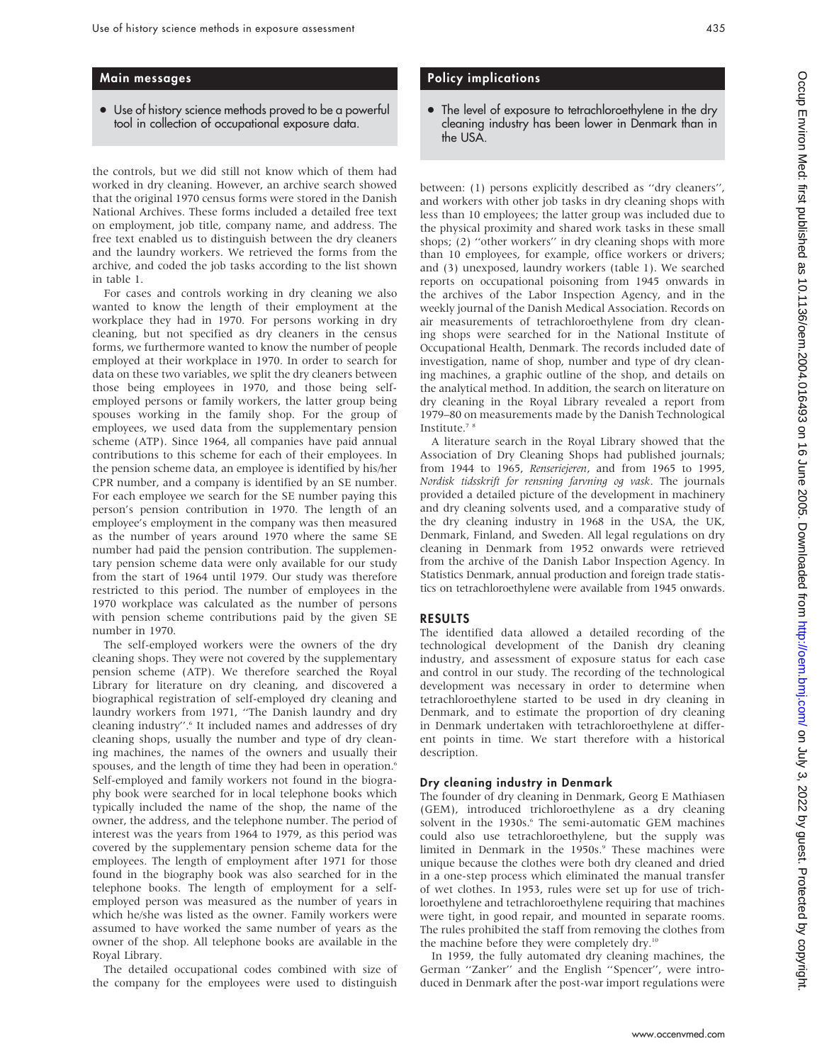## Main messages

- Use of history science methods proved to be a powerful tool in collection of occupational exposure data.

## Policy implications

- The level of exposure to tetrachloroethylene in the dry cleaning industry has been lower in Denmark than in the USA.

the controls, but we did still not know which of them had worked in dry cleaning. However, an archive search showed that the original 1970 census forms were stored in the Danish National Archives. These forms included a detailed free text on employment, job title, company name, and address. The free text enabled us to distinguish between the dry cleaners and the laundry workers. We retrieved the forms from the archive, and coded the job tasks according to the list shown in table 1.

For cases and controls working in dry cleaning we also wanted to know the length of their employment at the workplace they had in 1970. For persons working in dry cleaning, but not specified as dry cleaners in the census forms, we furthermore wanted to know the number of people employed at their workplace in 1970. In order to search for data on these two variables, we split the dry cleaners between those being employees in 1970, and those being self-employed persons or family workers, the latter group being spouses working in the family shop. For the group of employees, we used data from the supplementary pension scheme (ATP). Since 1964, all companies have paid annual contributions to this scheme for each of their employees. In the pension scheme data, an employee is identified by his/her CPR number, and a company is identified by an SE number. For each employee we search for the SE number paying this person's pension contribution in 1970. The length of an employee's employment in the company was then measured as the number of years around 1970 where the same SE number had paid the pension contribution. The supplementary pension scheme data were only available for our study from the start of 1964 until 1979. Our study was therefore restricted to this period. The number of employees in the 1970 workplace was calculated as the number of persons with pension scheme contributions paid by the given SE number in 1970.

The self-employed workers were the owners of the dry cleaning shops. They were not covered by the supplementary pension scheme (ATP). We therefore searched the Royal Library for literature on dry cleaning, and discovered a biographical registration of self-employed dry cleaning and laundry workers from 1971, "The Danish laundry and dry cleaning industry".[6] It included names and addresses of dry cleaning shops, usually the number and type of dry cleaning machines, the names of the owners and usually their spouses, and the length of time they had been in operation.[6] Self-employed and family workers not found in the biography book were searched for in local telephone books which typically included the name of the shop, the name of the owner, the address, and the telephone number. The period of interest was the years from 1964 to 1979, as this period was covered by the supplementary pension scheme data for the employees. The length of employment after 1971 for those found in the biography book was also searched for in the telephone books. The length of employment for a self-employed person was measured as the number of years in which he/she was listed as the owner. Family workers were assumed to have worked the same number of years as the owner of the shop. All telephone books are available in the Royal Library.

The detailed occupational codes combined with size of the company for the employees were used to distinguish between: (1) persons explicitly described as "dry cleaners", and workers with other job tasks in dry cleaning shops with less than 10 employees; the latter group was included due to the physical proximity and shared work tasks in these small shops; (2) "other workers" in dry cleaning shops with more than 10 employees, for example, office workers or drivers; and (3) unexposed, laundry workers (table 1). We searched reports on occupational poisoning from 1945 onwards in the archives of the Labor Inspection Agency, and in the weekly journal of the Danish Medical Association. Records on air measurements of tetrachloroethylene from dry cleaning shops were searched for in the National Institute of Occupational Health, Denmark. The records included date of investigation, name of shop, number and type of dry cleaning machines, a graphic outline of the shop, and details on the analytical method. In addition, the search on literature on dry cleaning in the Royal Library revealed a report from 1979–80 on measurements made by the Danish Technological Institute.[7,8]

A literature search in the Royal Library showed that the Association of Dry Cleaning Shops had published journals; from 1944 to 1965, *Renseriejeren*, and from 1965 to 1995, *Nordisk tidsskrift for rensning farvning og vask*. The journals provided a detailed picture of the development in machinery and dry cleaning solvents used, and a comparative study of the dry cleaning industry in 1968 in the USA, the UK, Denmark, Finland, and Sweden. All legal regulations on dry cleaning in Denmark from 1952 onwards were retrieved from the archive of the Danish Labor Inspection Agency. In Statistics Denmark, annual production and foreign trade statistics on tetrachloroethylene were available from 1945 onwards.

## RESULTS

The identified data allowed a detailed recording of the technological development of the Danish dry cleaning industry, and assessment of exposure status for each case and control in our study. The recording of the technological development was necessary in order to determine when tetrachloroethylene started to be used in dry cleaning in Denmark, and to estimate the proportion of dry cleaning in Denmark undertaken with tetrachloroethylene at different points in time. We start therefore with a historical description.

### Dry cleaning industry in Denmark

The founder of dry cleaning in Denmark, Georg E Mathiasen (GEM), introduced trichloroethylene as a dry cleaning solvent in the 1930s.[6] The semi-automatic GEM machines could also use tetrachloroethylene, but the supply was limited in Denmark in the 1950s.[9] These machines were unique because the clothes were both dry cleaned and dried in a one-step process which eliminated the manual transfer of wet clothes. In 1953, rules were set up for use of trichloroethylene and tetrachloroethylene requiring that machines were tight, in good repair, and mounted in separate rooms. The rules prohibited the staff from removing the clothes from the machine before they were completely dry.[10]

In 1959, the fully automated dry cleaning machines, the German "Zanker" and the English "Spencer", were introduced in Denmark after the post-war import regulations were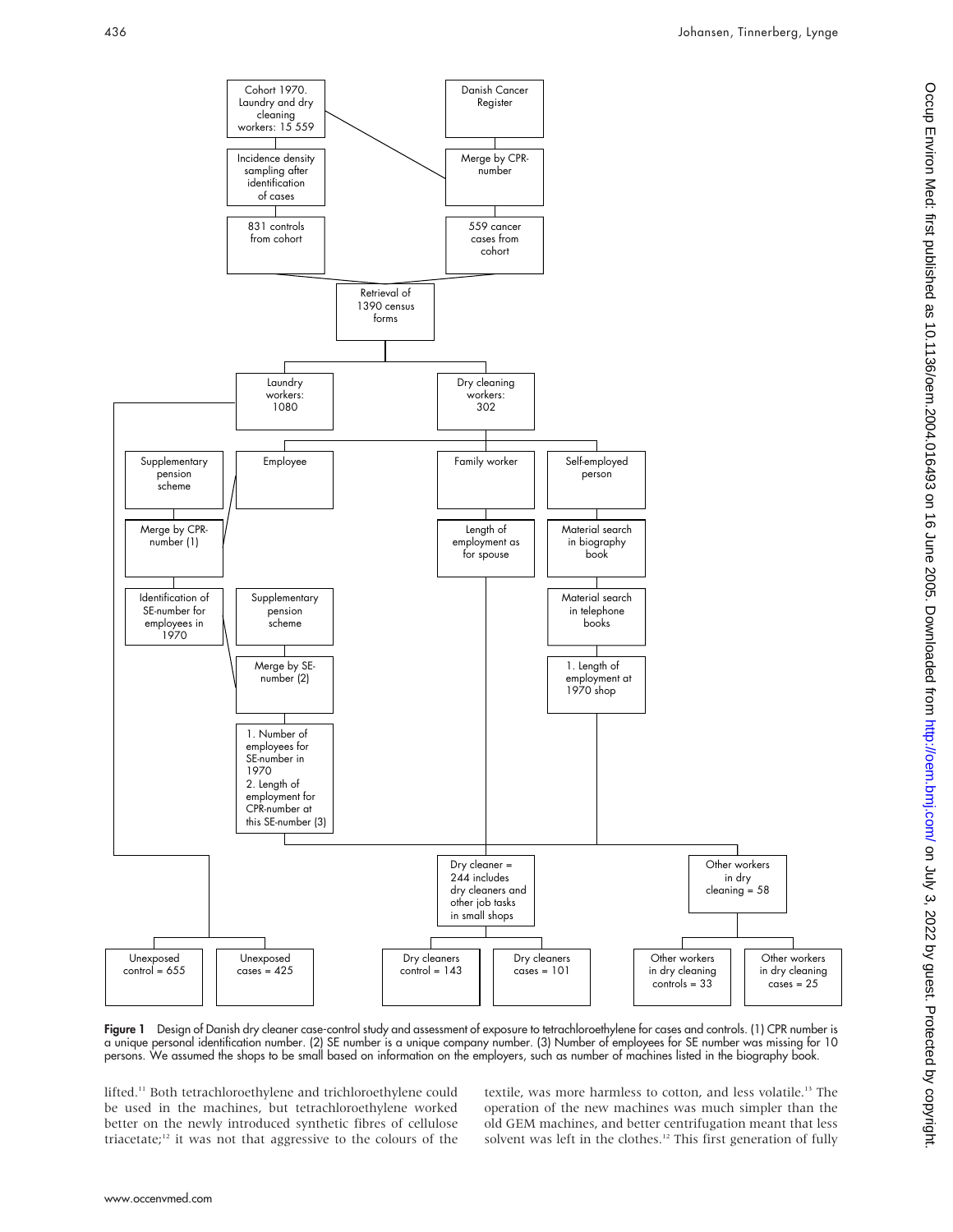**Figure 1** Design of Danish dry cleaner case-control study and assessment of exposure to tetrachloroethylene for cases and controls. (1) CPR number is a unique personal identification number. (2) SE number is a unique company number. (3) Number of employees for SE number was missing for 10 persons. We assumed the shops to be small based on information on the employers, such as number of machines listed in the biography book.

lifted.[11] Both tetrachloroethylene and trichloroethylene could be used in the machines, but tetrachloroethylene worked better on the newly introduced synthetic fibres of cellulose triacetate;[12] it was not that aggressive to the colours of the textile, was more harmless to cotton, and less volatile.[13] The operation of the new machines was much simpler than the old GEM machines, and better centrifugation meant that less solvent was left in the clothes.[12] This first generation of fully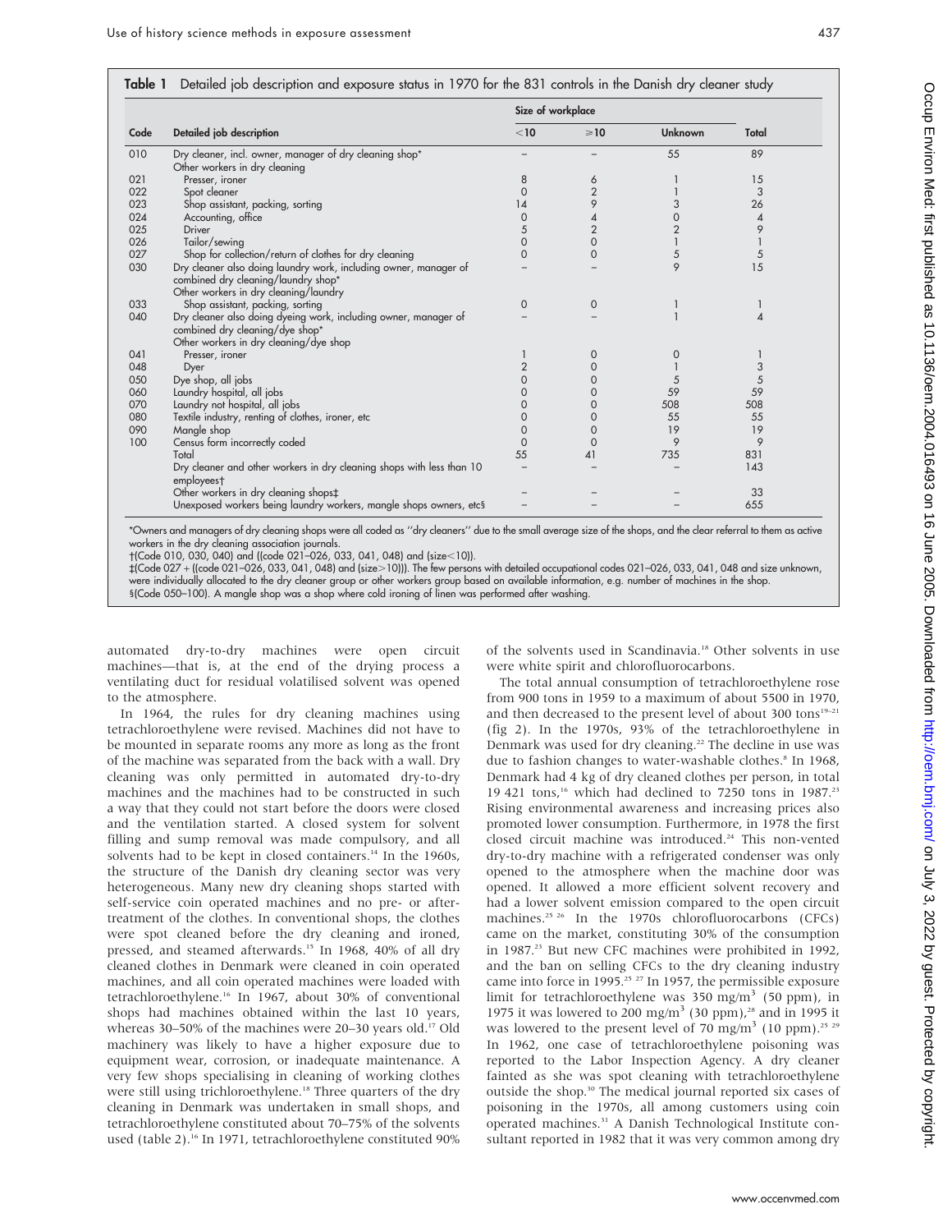**Table 1** Detailed job description and exposure status in 1970 for the 831 controls in the Danish dry cleaner study

| Code | Detailed job description | Size of workplace <10 | Size of workplace ≥10 | Size of workplace Unknown | Total |
|---|---|---|---|---|---|
| 010 | Dry cleaner, incl. owner, manager of dry cleaning shop* | – | – | 55 | 89 |
| | Other workers in dry cleaning | | | | |
| 021 | Presser, ironer | 8 | 6 | 1 | 15 |
| 022 | Spot cleaner | 0 | 2 | 1 | 3 |
| 023 | Shop assistant, packing, sorting | 14 | 9 | 3 | 26 |
| 024 | Accounting, office | 0 | 4 | 0 | 4 |
| 025 | Driver | 5 | 2 | 2 | 9 |
| 026 | Tailor/sewing | 0 | 0 | 1 | 1 |
| 027 | Shop for collection/return of clothes for dry cleaning | 0 | 0 | 5 | 5 |
| 030 | Dry cleaner also doing laundry work, including owner, manager of combined dry cleaning/laundry shop* | – | – | 9 | 15 |
| | Other workers in dry cleaning/laundry | | | | |
| 033 | Shop assistant, packing, sorting | 0 | 0 | 1 | 1 |
| 040 | Dry cleaner also doing dyeing work, including owner, manager of combined dry cleaning/dye shop* | – | – | 1 | 4 |
| | Other workers in dry cleaning/dye shop | | | | |
| 041 | Presser, ironer | 1 | 0 | 0 | 1 |
| 048 | Dyer | 2 | 0 | 1 | 3 |
| 050 | Dye shop, all jobs | 0 | 0 | 5 | 5 |
| 060 | Laundry hospital, all jobs | 0 | 0 | 59 | 59 |
| 070 | Laundry not hospital, all jobs | 0 | 0 | 508 | 508 |
| 080 | Textile industry, renting of clothes, ironer, etc | 0 | 0 | 55 | 55 |
| 090 | Mangle shop | 0 | 0 | 19 | 19 |
| 100 | Census form incorrectly coded | 0 | 0 | 9 | 9 |
| | Total | 55 | 41 | 735 | 831 |
| | Dry cleaner and other workers in dry cleaning shops with less than 10 employees† | – | – | – | 143 |
| | Other workers in dry cleaning shops‡ | – | – | – | 33 |
| | Unexposed workers being laundry workers, mangle shops owners, etc§ | – | – | – | 655 |

*Owners and managers of dry cleaning shops were all coded as "dry cleaners" due to the small average size of the shops, and the clear referral to them as active workers in the dry cleaning association journals.
†(Code 010, 030, 040) and ((code 021–026, 033, 041, 048) and (size<10)).
‡(Code 027 + ((code 021–026, 033, 041, 048) and (size>10))). The few persons with detailed occupational codes 021–026, 033, 041, 048 and size unknown, were individually allocated to the dry cleaner group or other workers group based on available information, e.g. number of machines in the shop.
§(Code 050–100). A mangle shop was a shop where cold ironing of linen was performed after washing.

automated dry-to-dry machines were open circuit machines—that is, at the end of the drying process a ventilating duct for residual volatilised solvent was opened to the atmosphere.

In 1964, the rules for dry cleaning machines using tetrachloroethylene were revised. Machines did not have to be mounted in separate rooms any more as long as the front of the machine was separated from the back with a wall. Dry cleaning was only permitted in automated dry-to-dry machines and the machines had to be constructed in such a way that they could not start before the doors were closed and the ventilation started. A closed system for solvent filling and sump removal was made compulsory, and all solvents had to be kept in closed containers.[14] In the 1960s, the structure of the Danish dry cleaning sector was very heterogeneous. Many new dry cleaning shops started with self-service coin operated machines and no pre- or after-treatment of the clothes. In conventional shops, the clothes were spot cleaned before the dry cleaning and ironed, pressed, and steamed afterwards.[15] In 1968, 40% of all dry cleaned clothes in Denmark were cleaned in coin operated machines, and all coin operated machines were loaded with tetrachloroethylene.[16] In 1967, about 30% of conventional shops had machines obtained within the last 10 years, whereas 30–50% of the machines were 20–30 years old.[17] Old machinery was likely to have a higher exposure due to equipment wear, corrosion, or inadequate maintenance. A very few shops specialising in cleaning of working clothes were still using trichloroethylene.[18] Three quarters of the dry cleaning in Denmark was undertaken in small shops, and tetrachloroethylene constituted about 70–75% of the solvents used (table 2).[16] In 1971, tetrachloroethylene constituted 90% of the solvents used in Scandinavia.[18] Other solvents in use were white spirit and chlorofluorocarbons.

The total annual consumption of tetrachloroethylene rose from 900 tons in 1959 to a maximum of about 5500 in 1970, and then decreased to the present level of about 300 tons[19–21] (fig 2). In the 1970s, 93% of the tetrachloroethylene in Denmark was used for dry cleaning.[22] The decline in use was due to fashion changes to water-washable clothes.[8] In 1968, Denmark had 4 kg of dry cleaned clothes per person, in total 19 421 tons,[16] which had declined to 7250 tons in 1987.[23] Rising environmental awareness and increasing prices also promoted lower consumption. Furthermore, in 1978 the first closed circuit machine was introduced.[24] This non-vented dry-to-dry machine with a refrigerated condenser was only opened to the atmosphere when the machine door was opened. It allowed a more efficient solvent recovery and had a lower solvent emission compared to the open circuit machines.[25 26] In the 1970s chlorofluorocarbons (CFCs) came on the market, constituting 30% of the consumption in 1987.[23] But new CFC machines were prohibited in 1992, and the ban on selling CFCs to the dry cleaning industry came into force in 1995.[25 27] In 1957, the permissible exposure limit for tetrachloroethylene was 350 mg/m$^3$ (50 ppm), in 1975 it was lowered to 200 mg/m$^3$ (30 ppm),[28] and in 1995 it was lowered to the present level of 70 mg/m$^3$ (10 ppm).[25 29] In 1962, one case of tetrachloroethylene poisoning was reported to the Labor Inspection Agency. A dry cleaner fainted as she was spot cleaning with tetrachloroethylene outside the shop.[30] The medical journal reported six cases of poisoning in the 1970s, all among customers using coin operated machines.[31] A Danish Technological Institute consultant reported in 1982 that it was very common among dry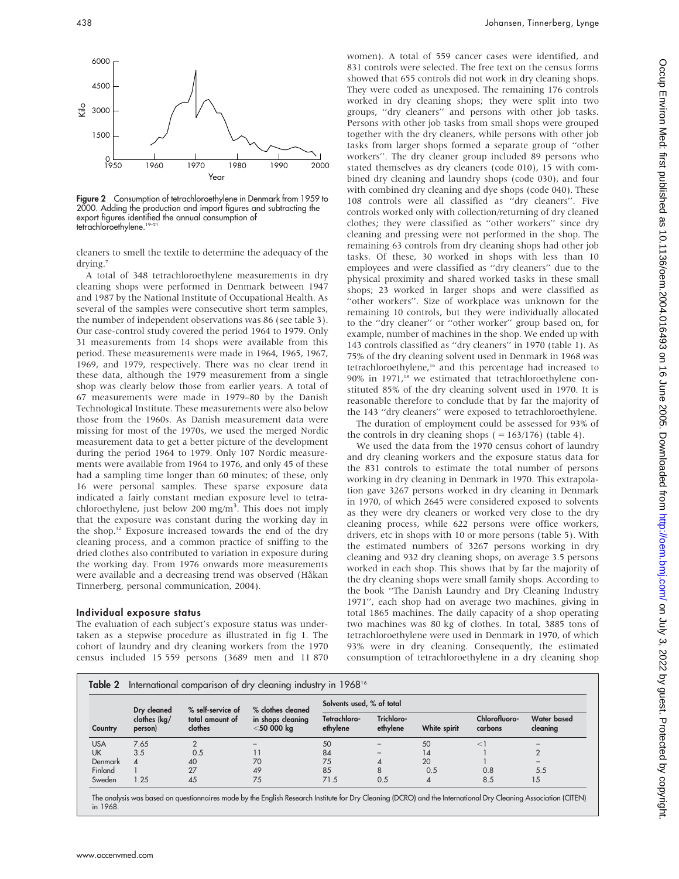Figure 2 Consumption of tetrachloroethylene in Denmark from 1959 to 2000. Adding the production and import figures and subtracting the export figures identified the annual consumption of tetrachloroethylene.[19–21]

cleaners to smell the textile to determine the adequacy of the drying.[7]

A total of 348 tetrachloroethylene measurements in dry cleaning shops were performed in Denmark between 1947 and 1987 by the National Institute of Occupational Health. As several of the samples were consecutive short term samples, the number of independent observations was 86 (see table 3). Our case-control study covered the period 1964 to 1979. Only 31 measurements from 14 shops were available from this period. These measurements were made in 1964, 1965, 1967, 1969, and 1979, respectively. There was no clear trend in these data, although the 1979 measurement from a single shop was clearly below those from earlier years. A total of 67 measurements were made in 1979–80 by the Danish Technological Institute. These measurements were also below those from the 1960s. As Danish measurement data were missing for most of the 1970s, we used the merged Nordic measurement data to get a better picture of the development during the period 1964 to 1979. Only 107 Nordic measurements were available from 1964 to 1976, and only 45 of these had a sampling time longer than 60 minutes; of these, only 16 were personal samples. These sparse exposure data indicated a fairly constant median exposure level to tetrachloroethylene, just below 200 mg/m$^3$. This does not imply that the exposure was constant during the working day in the shop.[32] Exposure increased towards the end of the dry cleaning process, and a common practice of sniffing to the dried clothes also contributed to variation in exposure during the working day. From 1976 onwards more measurements were available and a decreasing trend was observed (Håkan Tinnerberg, personal communication, 2004).

### Individual exposure status

The evaluation of each subject's exposure status was undertaken as a stepwise procedure as illustrated in fig 1. The cohort of laundry and dry cleaning workers from the 1970 census included 15 559 persons (3689 men and 11 870 women). A total of 559 cancer cases were identified, and 831 controls were selected. The free text on the census forms showed that 655 controls did not work in dry cleaning shops. They were coded as unexposed. The remaining 176 controls worked in dry cleaning shops; they were split into two groups, "dry cleaners" and persons with other job tasks. Persons with other job tasks from small shops were grouped together with the dry cleaners, while persons with other job tasks from larger shops formed a separate group of "other workers". The dry cleaner group included 89 persons who stated themselves as dry cleaners (code 010), 15 with combined dry cleaning and laundry shops (code 030), and four with combined dry cleaning and dye shops (code 040). These 108 controls were all classified as "dry cleaners". Five controls worked only with collection/returning of dry cleaned clothes; they were classified as "other workers" since dry cleaning and pressing were not performed in the shop. The remaining 63 controls from dry cleaning shops had other job tasks. Of these, 30 worked in shops with less than 10 employees and were classified as "dry cleaners" due to the physical proximity and shared worked tasks in these small shops; 23 worked in larger shops and were classified as "other workers". Size of workplace was unknown for the remaining 10 controls, but they were individually allocated to the "dry cleaner" or "other worker" group based on, for example, number of machines in the shop. We ended up with 143 controls classified as "dry cleaners" in 1970 (table 1). As 75% of the dry cleaning solvent used in Denmark in 1968 was tetrachloroethylene,[16] and this percentage had increased to 90% in 1971,[18] we estimated that tetrachloroethylene constituted 85% of the dry cleaning solvent used in 1970. It is reasonable therefore to conclude that by far the majority of the 143 "dry cleaners" were exposed to tetrachloroethylene.

The duration of employment could be assessed for 93% of the controls in dry cleaning shops ( = 163/176) (table 4).

We used the data from the 1970 census cohort of laundry and dry cleaning workers and the exposure status data for the 831 controls to estimate the total number of persons working in dry cleaning in Denmark in 1970. This extrapolation gave 3267 persons worked in dry cleaning in Denmark in 1970, of which 2645 were considered exposed to solvents as they were dry cleaners or worked very close to the dry cleaning process, while 622 persons were office workers, drivers, etc in shops with 10 or more persons (table 5). With the estimated numbers of 3267 persons working in dry cleaning and 932 dry cleaning shops, on average 3.5 persons worked in each shop. This shows that by far the majority of the dry cleaning shops were small family shops. According to the book "The Danish Laundry and Dry Cleaning Industry 1971", each shop had on average two machines, giving in total 1865 machines. The daily capacity of a shop operating two machines was 80 kg of clothes. In total, 3885 tons of tetrachloroethylene were used in Denmark in 1970, of which 93% were in dry cleaning. Consequently, the estimated consumption of tetrachloroethylene in a dry cleaning shop

**Table 2** International comparison of dry cleaning industry in 1968[16]

| Country | Dry cleaned clothes (kg/person) | % self-service of total amount of clothes | % clothes cleaned in shops cleaning <50 000 kg | Solvents used, % of total | | | | |
|---|---|---|---|---|---|---|---|---|
| | | | | Tetrachloroethylene | Trichloroethylene | White spirit | Chlorofluorocarbons | Water based cleaning |
| USA | 7.65 | 2 | – | 50 | – | 50 | <1 | – |
| UK | 3.5 | 0.5 | 11 | 84 | – | 14 | 1 | 2 |
| Denmark | 4 | 40 | 70 | 75 | 4 | 20 | 1 | – |
| Finland | 1 | 27 | 49 | 85 | 8 | 0.5 | 0.8 | 5.5 |
| Sweden | 1.25 | 45 | 75 | 71.5 | 0.5 | 4 | 8.5 | 15 |

The analysis was based on questionnaires made by the English Research Institute for Dry Cleaning (DCRO) and the International Dry Cleaning Association (CITEN) in 1968.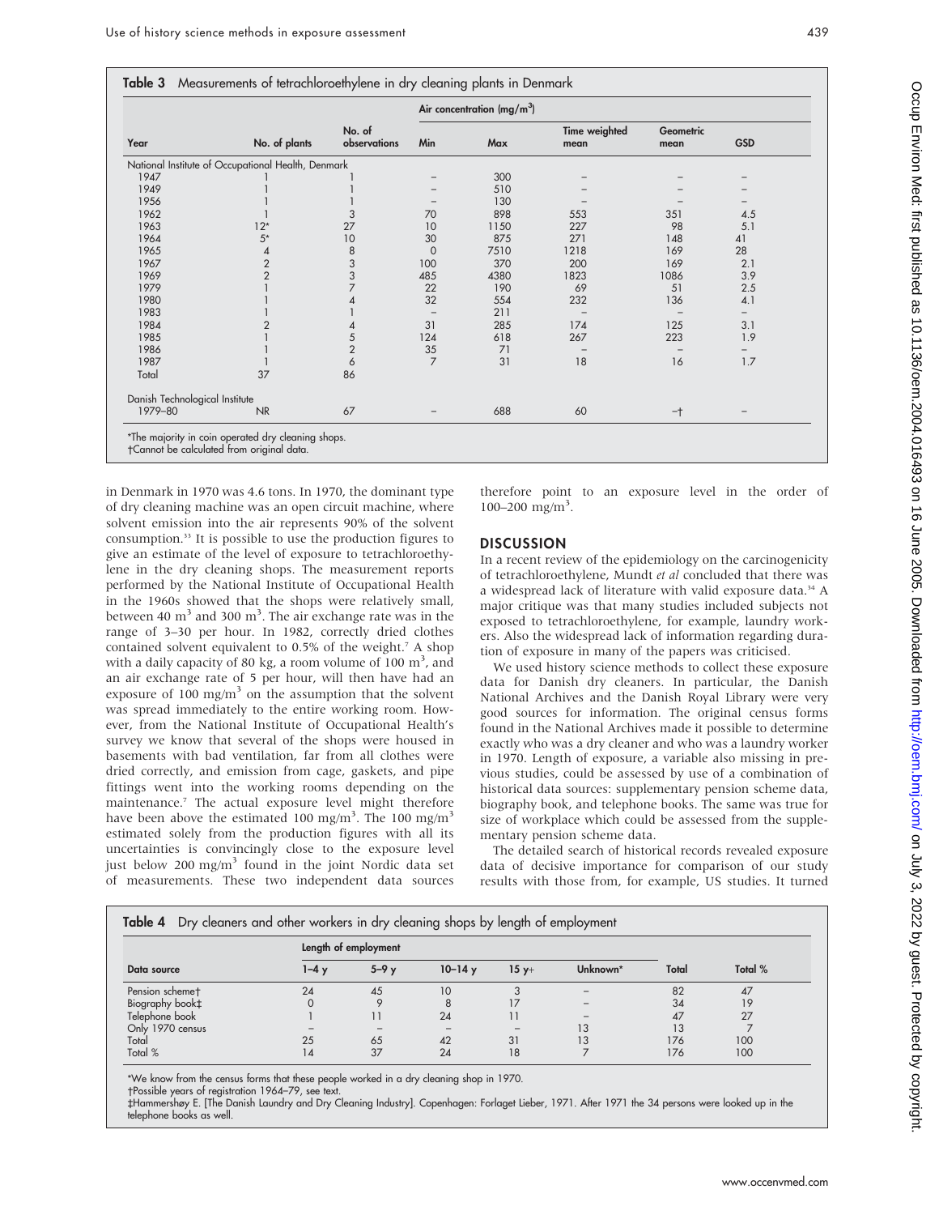**Table 3** Measurements of tetrachloroethylene in dry cleaning plants in Denmark

| Year | No. of plants | No. of observations | Air concentration (mg/m$^3$) Min | Max | Time weighted mean | Geometric mean | GSD |
|---|---|---|---|---|---|---|---|
| National Institute of Occupational Health, Denmark | | | | | | | |
| 1947 | 1 | 1 | – | 300 | – | – | – |
| 1949 | 1 | 1 | – | 510 | – | – | – |
| 1956 | 1 | 1 | – | 130 | – | – | – |
| 1962 | 1 | 3 | 70 | 898 | 553 | 351 | 4.5 |
| 1963 | 12* | 27 | 10 | 1150 | 227 | 98 | 5.1 |
| 1964 | 5* | 10 | 30 | 875 | 271 | 148 | 41 |
| 1965 | 4 | 8 | 0 | 7510 | 1218 | 169 | 28 |
| 1967 | 2 | 3 | 100 | 370 | 200 | 169 | 2.1 |
| 1969 | 2 | 3 | 485 | 4380 | 1823 | 1086 | 3.9 |
| 1979 | 1 | 7 | 22 | 190 | 69 | 51 | 2.5 |
| 1980 | 1 | 4 | 32 | 554 | 232 | 136 | 4.1 |
| 1983 | 1 | 1 | – | 211 | – | – | – |
| 1984 | 2 | 4 | 31 | 285 | 174 | 125 | 3.1 |
| 1985 | 1 | 5 | 124 | 618 | 267 | 223 | 1.9 |
| 1986 | 1 | 2 | 35 | 71 | – | – | – |
| 1987 | 1 | 6 | 7 | 31 | 18 | 16 | 1.7 |
| Total | 37 | 86 | | | | | |
| Danish Technological Institute | | | | | | | |
| 1979–80 | NR | 67 | – | 688 | 60 | –† | – |

*The majority in coin operated dry cleaning shops.
†Cannot be calculated from original data.

in Denmark in 1970 was 4.6 tons. In 1970, the dominant type of dry cleaning machine was an open circuit machine, where solvent emission into the air represents 90% of the solvent consumption.[33] It is possible to use the production figures to give an estimate of the level of exposure to tetrachloroethylene in the dry cleaning shops. The measurement reports performed by the National Institute of Occupational Health in the 1960s showed that the shops were relatively small, between 40 m$^3$ and 300 m$^3$. The air exchange rate was in the range of 3–30 per hour. In 1982, correctly dried clothes contained solvent equivalent to 0.5% of the weight.[7] A shop with a daily capacity of 80 kg, a room volume of 100 m$^3$, and an air exchange rate of 5 per hour, will then have had an exposure of 100 mg/m$^3$ on the assumption that the solvent was spread immediately to the entire working room. However, from the National Institute of Occupational Health's survey we know that several of the shops were housed in basements with bad ventilation, far from all clothes were dried correctly, and emission from cage, gaskets, and pipe fittings went into the working rooms depending on the maintenance.[7] The actual exposure level might therefore have been above the estimated 100 mg/m$^3$. The 100 mg/m$^3$ estimated solely from the production figures with all its uncertainties is convincingly close to the exposure level just below 200 mg/m$^3$ found in the joint Nordic data set of measurements. These two independent data sources therefore point to an exposure level in the order of 100–200 mg/m$^3$.

## DISCUSSION

In a recent review of the epidemiology on the carcinogenicity of tetrachloroethylene, Mundt *et al* concluded that there was a widespread lack of literature with valid exposure data.[34] A major critique was that many studies included subjects not exposed to tetrachloroethylene, for example, laundry workers. Also the widespread lack of information regarding duration of exposure in many of the papers was criticised.

We used history science methods to collect these exposure data for Danish dry cleaners. In particular, the Danish National Archives and the Danish Royal Library were very good sources for information. The original census forms found in the National Archives made it possible to determine exactly who was a dry cleaner and who was a laundry worker in 1970. Length of exposure, a variable also missing in previous studies, could be assessed by use of a combination of historical data sources: supplementary pension scheme data, biography book, and telephone books. The same was true for size of workplace which could be assessed from the supplementary pension scheme data.

The detailed search of historical records revealed exposure data of decisive importance for comparison of our study results with those from, for example, US studies. It turned

**Table 4** Dry cleaners and other workers in dry cleaning shops by length of employment

| Data source | Length of employment 1–4 y | 5–9 y | 10–14 y | 15 y+ | Unknown* | Total | Total % |
|---|---|---|---|---|---|---|---|
| Pension scheme† | 24 | 45 | 10 | 3 | – | 82 | 47 |
| Biography book‡ | 0 | 9 | 8 | 17 | – | 34 | 19 |
| Telephone book | 1 | 11 | 24 | 11 | – | 47 | 27 |
| Only 1970 census | – | – | – | – | 13 | 13 | 7 |
| Total | 25 | 65 | 42 | 31 | 13 | 176 | 100 |
| Total % | 14 | 37 | 24 | 18 | 7 | 176 | 100 |

*We know from the census forms that these people worked in a dry cleaning shop in 1970.
†Possible years of registration 1964–79, see text.
‡Hammershøy E. [The Danish Laundry and Dry Cleaning Industry]. Copenhagen: Forlaget Lieber, 1971. After 1971 the 34 persons were looked up in the telephone books as well.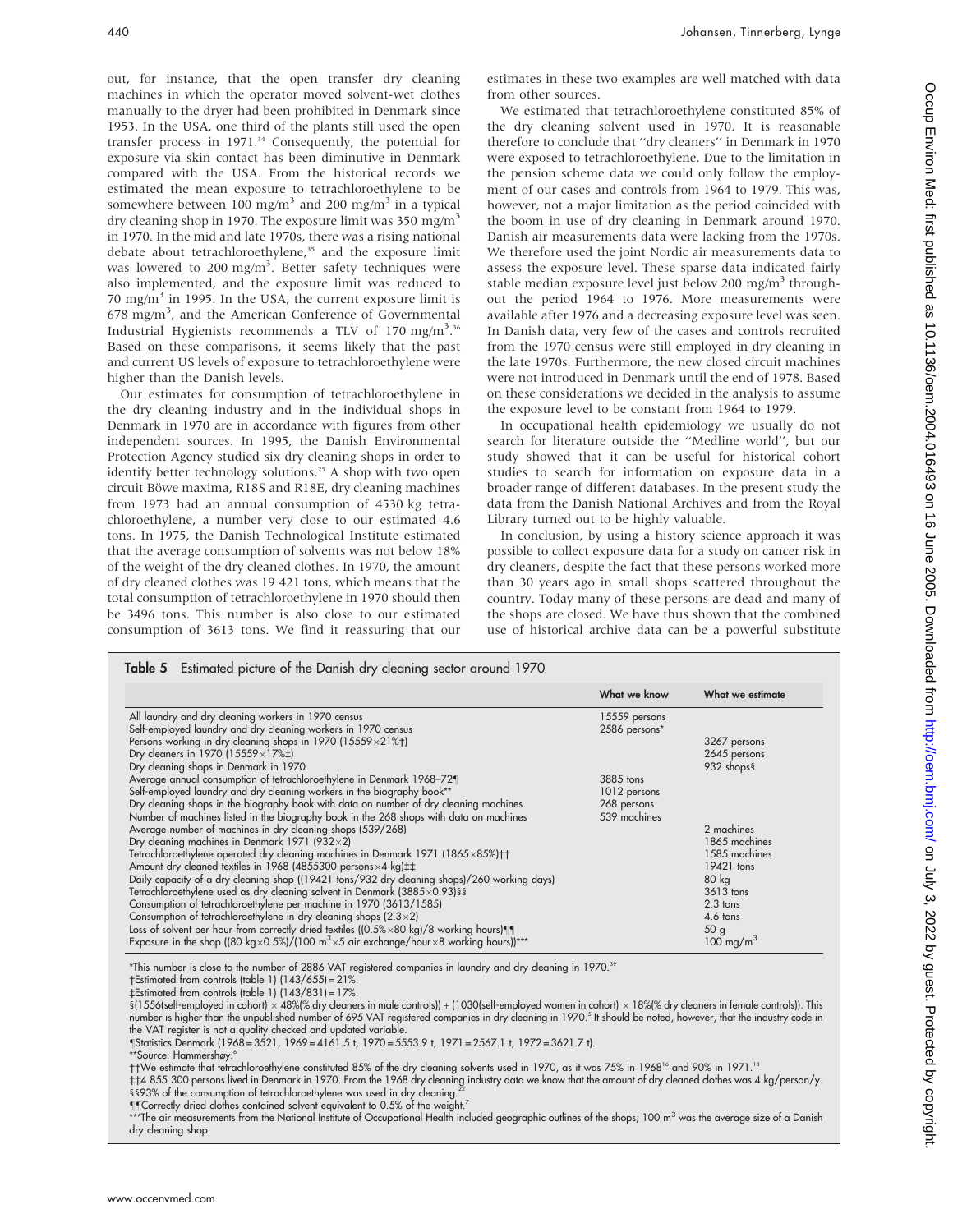out, for instance, that the open transfer dry cleaning machines in which the operator moved solvent-wet clothes manually to the dryer had been prohibited in Denmark since 1953. In the USA, one third of the plants still used the open transfer process in 1971.[34] Consequently, the potential for exposure via skin contact has been diminutive in Denmark compared with the USA. From the historical records we estimated the mean exposure to tetrachloroethylene to be somewhere between 100 mg/m$^3$ and 200 mg/m$^3$ in a typical dry cleaning shop in 1970. The exposure limit was 350 mg/m$^3$ in 1970. In the mid and late 1970s, there was a rising national debate about tetrachloroethylene,[35] and the exposure limit was lowered to 200 mg/m$^3$. Better safety techniques were also implemented, and the exposure limit was reduced to 70 mg/m$^3$ in 1995. In the USA, the current exposure limit is 678 mg/m$^3$, and the American Conference of Governmental Industrial Hygienists recommends a TLV of 170 mg/m$^3$.[36] Based on these comparisons, it seems likely that the past and current US levels of exposure to tetrachloroethylene were higher than the Danish levels.

Our estimates for consumption of tetrachloroethylene in the dry cleaning industry and in the individual shops in Denmark in 1970 are in accordance with figures from other independent sources. In 1995, the Danish Environmental Protection Agency studied six dry cleaning shops in order to identify better technology solutions.[25] A shop with two open circuit Böwe maxima, R18S and R18E, dry cleaning machines from 1973 had an annual consumption of 4530 kg tetrachloroethylene, a number very close to our estimated 4.6 tons. In 1975, the Danish Technological Institute estimated that the average consumption of solvents was not below 18% of the weight of the dry cleaned clothes. In 1970, the amount of dry cleaned clothes was 19 421 tons, which means that the total consumption of tetrachloroethylene in 1970 should then be 3496 tons. This number is also close to our estimated consumption of 3613 tons. We find it reassuring that our estimates in these two examples are well matched with data from other sources.

We estimated that tetrachloroethylene constituted 85% of the dry cleaning solvent used in 1970. It is reasonable therefore to conclude that "dry cleaners" in Denmark in 1970 were exposed to tetrachloroethylene. Due to the limitation in the pension scheme data we could only follow the employment of our cases and controls from 1964 to 1979. This was, however, not a major limitation as the period coincided with the boom in use of dry cleaning in Denmark around 1970. Danish air measurements data were lacking from the 1970s. We therefore used the joint Nordic air measurements data to assess the exposure level. These sparse data indicated fairly stable median exposure level just below 200 mg/m$^3$ throughout the period 1964 to 1976. More measurements were available after 1976 and a decreasing exposure level was seen. In Danish data, very few of the cases and controls recruited from the 1970 census were still employed in dry cleaning in the late 1970s. Furthermore, the new closed circuit machines were not introduced in Denmark until the end of 1978. Based on these considerations we decided in the analysis to assume the exposure level to be constant from 1964 to 1979.

In occupational health epidemiology we usually do not search for literature outside the "Medline world", but our study showed that it can be useful for historical cohort studies to search for information on exposure data in a broader range of different databases. In the present study the data from the Danish National Archives and from the Royal Library turned out to be highly valuable.

In conclusion, by using a history science approach it was possible to collect exposure data for a study on cancer risk in dry cleaners, despite the fact that these persons worked more than 30 years ago in small shops scattered throughout the country. Today many of these persons are dead and many of the shops are closed. We have thus shown that the combined use of historical archive data can be a powerful substitute

**Table 5** Estimated picture of the Danish dry cleaning sector around 1970

| | What we know | What we estimate |
|---|---|---|
| All laundry and dry cleaning workers in 1970 census | 15559 persons | |
| Self-employed laundry and dry cleaning workers in 1970 census | 2586 persons* | |
| Persons working in dry cleaning shops in 1970 (15559×21%†) | | 3267 persons |
| Dry cleaners in 1970 (15559×17%‡) | | 2645 persons |
| Dry cleaning shops in Denmark in 1970 | | 932 shops§ |
| Average annual consumption of tetrachloroethylene in Denmark 1968–72¶ | 3885 tons | |
| Self-employed laundry and dry cleaning workers in the biography book** | 1012 persons | |
| Dry cleaning shops in the biography book with data on number of dry cleaning machines | 268 persons | |
| Number of machines listed in the biography book in the 268 shops with data on machines | 539 machines | |
| Average number of machines in dry cleaning shops (539/268) | | 2 machines |
| Dry cleaning machines in Denmark 1971 (932×2) | | 1865 machines |
| Tetrachloroethylene operated dry cleaning machines in Denmark 1971 (1865×85%)†† | | 1585 machines |
| Amount dry cleaned textiles in 1968 (4855300 persons×4 kg)‡‡ | | 19421 tons |
| Daily capacity of a dry cleaning shop ((19421 tons/932 dry cleaning shops)/260 working days) | | 80 kg |
| Tetrachloroethylene used as dry cleaning solvent in Denmark (3885×0.93)§§ | | 3613 tons |
| Consumption of tetrachloroethylene per machine in 1970 (3613/1585) | | 2.3 tons |
| Consumption of tetrachloroethylene in dry cleaning shops (2.3×2) | | 4.6 tons |
| Loss of solvent per hour from correctly dried textiles ((0.5%×80 kg)/8 working hours)¶¶ | | 50 g |
| Exposure in the shop ((80 kg×0.5%)/(100 m$^3$×5 air exchange/hour×8 working hours))*** | | 100 mg/m$^3$ |

*This number is close to the number of 2886 VAT registered companies in laundry and dry cleaning in 1970.[39]
†Estimated from controls (table 1) (143/655) = 21%.
‡Estimated from controls (table 1) (143/831) = 17%.
§(1556(self-employed in cohort) × 48%(% dry cleaners in male controls)) + (1030(self-employed women in cohort) × 18%(% dry cleaners in female controls)). This number is higher than the unpublished number of 695 VAT registered companies in dry cleaning in 1970.[5] It should be noted, however, that the industry code in the VAT register is not a quality checked and updated variable.
¶Statistics Denmark (1968 = 3521, 1969 = 4161.5 t, 1970 = 5553.9 t, 1971 = 2567.1 t, 1972 = 3621.7 t).
**Source: Hammershøy.[6]
††We estimate that tetrachloroethylene constituted 85% of the dry cleaning solvents used in 1970, as it was 75% in 1968[16] and 90% in 1971.[18]
‡‡4 855 300 persons lived in Denmark in 1970. From the 1968 dry cleaning industry data we know that the amount of dry cleaned clothes was 4 kg/person/y.
§§93% of the consumption of tetrachloroethylene was used in dry cleaning.[22]
¶¶Correctly dried clothes contained solvent equivalent to 0.5% of the weight.[7]
***The air measurements from the National Institute of Occupational Health included geographic outlines of the shops; 100 m$^3$ was the average size of a Danish dry cleaning shop.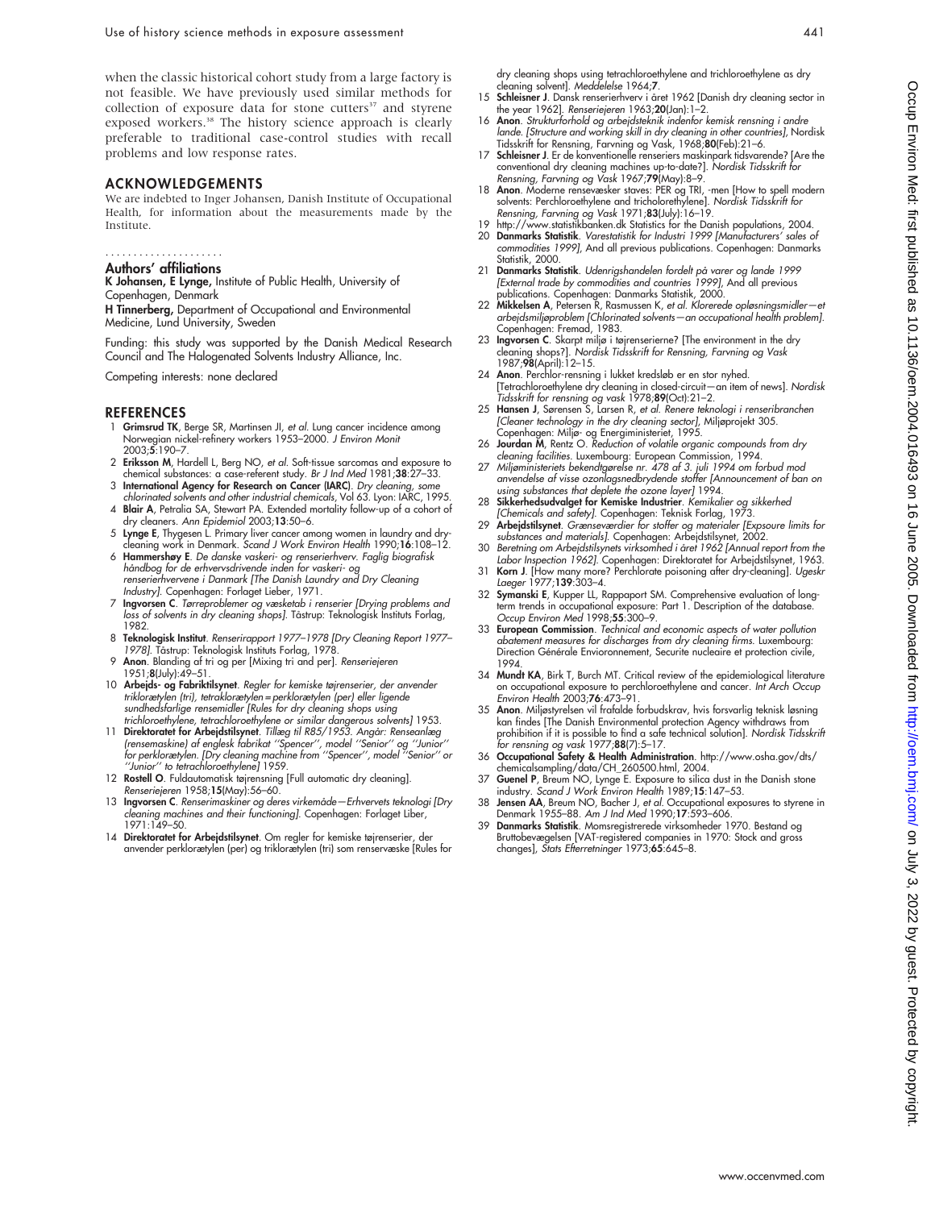when the classic historical cohort study from a large factory is not feasible. We have previously used similar methods for collection of exposure data for stone cutters[37] and styrene exposed workers.[38] The history science approach is clearly preferable to traditional case-control studies with recall problems and low response rates.

## ACKNOWLEDGEMENTS

We are indebted to Inger Johansen, Danish Institute of Occupational Health, for information about the measurements made by the Institute.

### Authors' affiliations

**K Johansen, E Lynge,** Institute of Public Health, University of Copenhagen, Denmark

**H Tinnerberg,** Department of Occupational and Environmental Medicine, Lund University, Sweden

Funding: this study was supported by the Danish Medical Research Council and The Halogenated Solvents Industry Alliance, Inc.

Competing interests: none declared

## REFERENCES

1. **Grimsrud TK**, Berge SR, Martinsen JI, *et al.* Lung cancer incidence among Norwegian nickel-refinery workers 1953–2000. *J Environ Monit* 2003;**5**:190–7.
2. **Eriksson M**, Hardell L, Berg NO, *et al.* Soft-tissue sarcomas and exposure to chemical substances: a case-referent study. *Br J Ind Med* 1981;**38**:27–33.
3. **International Agency for Research on Cancer (IARC)**. *Dry cleaning, some chlorinated solvents and other industrial chemicals*, Vol 63. Lyon: IARC, 1995.
4. **Blair A**, Petralia SA, Stewart PA. Extended mortality follow-up of a cohort of dry cleaners. *Ann Epidemiol* 2003;**13**:50–6.
5. **Lynge E**, Thygesen L. Primary liver cancer among women in laundry and dry-cleaning work in Denmark. *Scand J Work Environ Health* 1990;**16**:108–12.
6. **Hammershøy E**. *De danske vaskeri- og renserierhverv. Faglig biografisk håndbog for de erhvervsdrivende inden for vaskeri- og renserierhvervene i Danmark [The Danish Laundry and Dry Cleaning Industry]*. Copenhagen: Forlaget Lieber, 1971.
7. **Ingvorsen C**. *Tørreproblemer og væsketab i renserier [Drying problems and loss of solvents in dry cleaning shops]*. Tåstrup: Teknologisk Instituts Forlag, 1982.
8. **Teknologisk Institut**. *Renserirapport 1977–1978 [Dry Cleaning Report 1977–1978]*. Tåstrup: Teknologisk Instituts Forlag, 1978.
9. **Anon**. Blanding af tri og per [Mixing tri and per]. *Renseriejeren* 1951;**8**(July):49–51.
10. **Arbejds- og Fabriktilsynet**. *Regler for kemiske tøjrenserier, der anvender triklorætylen (tri), tetraklorætylen = perklorætylen (per) eller ligende sundhedsfarlige rensemidler [Rules for dry cleaning shops using trichloroethylene, tetrachloroethylene or similar dangerous solvents]* 1953.
11. **Direktoratet for Arbejdstilsynet**. *Tillæg til R85/1953. Angår: Renseanlæg (rensemaskine) af englesk fabrikat "Spencer", model "Senior" og "Junior" for perklorætylen. [Dry cleaning machine from "Spencer", model "Senior" or "Junior" to tetrachloroethylene]* 1959.
12. **Rostell O**. Fuldautomatisk tøjrensning [Full automatic dry cleaning]. *Renseriejeren* 1958;**15**(May):56–60.
13. **Ingvorsen C**. *Renserimaskiner og deres virkemåde—Erhvervets teknologi [Dry cleaning machines and their functioning]*. Copenhagen: Forlaget Liber, 1971:149–50.
14. **Direktoratet for Arbejdstilsynet**. Om regler for kemiske tøjrenserier, der anvender perklorætylen (per) og triklorætylen (tri) som rensevæske [Rules for dry cleaning shops using tetrachloroethylene and trichloroethylene as dry cleaning solvent]. *Meddelelse* 1964;**7**.
15. **Schleisner J**. Dansk renserierhverv i året 1962 [Danish dry cleaning sector in the year 1962]. *Renseriejeren* 1963;**20**(Jan):1–2.
16. **Anon**. *Strukturforhold og arbejdsteknik indenfor kemisk rensning i andre lande. [Structure and working skill in dry cleaning in other countries]*, Nordisk Tidsskrift for Rensning, Farvning og Vask, 1968;**80**(Feb):21–6.
17. **Schleisner J**. Er de konventionelle renseriers maskinpark tidsvarende? [Are the conventional dry cleaning machines up-to-date?]. *Nordisk Tidsskrift for Rensning, Farvning og Vask* 1967;**79**(May):8–9.
18. **Anon**. Moderne rensevæsker staves: PER og TRI, -men [How to spell modern solvents: Perchloroethylene and tricholorethylene]. *Nordisk Tidsskrift for Rensning, Farvning og Vask* 1971;**83**(July):16–19.
19. http://www.statistikbanken.dk Statistics for the Danish populations, 2004.
20. **Danmarks Statistik**. *Varestatistik for Industri 1999 [Manufacturers' sales of commodities 1999]*, And all previous publications. Copenhagen: Danmarks Statistik, 2000.
21. **Danmarks Statistik**. *Udenrigshandelen fordelt på varer og lande 1999 [External trade by commodities and countries 1999]*, And all previous publications. Copenhagen: Danmarks Statistik, 2000.
22. **Mikkelsen A**, Petersen R, Rasmussen K, *et al. Klorerede opløsningsmidler—et arbejdsmiljøproblem [Chlorinated solvents—an occupational health problem]*. Copenhagen: Fremad, 1983.
23. **Ingvorsen C**. Skarpt miljø i tøjrenserierne? [The environment in the dry cleaning shops?]. *Nordisk Tidsskrift for Rensning, Farvning og Vask* 1987;**98**(April):12–15.
24. **Anon**. Perchlor-rensning i lukket kredsløb er en stor nyhed. [Tetrachloroethylene dry cleaning in closed-circuit—an item of news]. *Nordisk Tidsskrift for rensning og vask* 1978;**89**(Oct):21–2.
25. **Hansen J**, Sørensen S, Larsen R, *et al. Renere teknologi i renseribranchen [Cleaner technology in the dry cleaning sector]*, Miljøprojekt 305. Copenhagen: Miljø- og Energiministeriet, 1995.
26. **Jourdan M**, Rentz O. *Reduction of volatile organic compounds from dry cleaning facilities*. Luxembourg: European Commission, 1994.
27. *Miljøministeriets bekendtgørelse nr. 478 af 3. juli 1994 om forbud mod anvendelse af visse ozonlagsnedbrydende stoffer [Announcement of ban on using substances that deplete the ozone layer]* 1994.
28. **Sikkerhedsudvalget for Kemiske Industrier**. *Kemikalier og sikkerhed [Chemicals and safety]*. Copenhagen: Teknisk Forlag, 1973.
29. **Arbejdstilsynet**. *Grænseværdier for stoffer og materialer [Expsoure limits for substances and materials]*. Copenhagen: Arbejdstilsynet, 2002.
30. *Beretning om Arbejdstilsynets virksomhed i året 1962 [Annual report from the Labor Inspection 1962]*. Copenhagen: Direktoratet for Arbejdstilsynet, 1963.
31. **Korn J**. [How many more? Perchlorate poisoning after dry-cleaning]. *Ugeskr Laeger* 1977;**139**:303–4.
32. **Symanski E**, Kupper LL, Rappaport SM. Comprehensive evaluation of long-term trends in occupational exposure: Part 1. Description of the database. *Occup Environ Med* 1998;**55**:300–9.
33. **European Commission**. *Technical and economic aspects of water pollution abatement measures for discharges from dry cleaning firms*. Luxembourg: Direction Générale Envioronnement, Securite nucleaire et protection civile, 1994.
34. **Mundt KA**, Birk T, Burch MT. Critical review of the epidemiological literature on occupational exposure to perchloroethylene and cancer. *Int Arch Occup Environ Health* 2003;**76**:473–91.
35. **Anon**. Miljøstyrelsen vil frafalde forbudskrav, hvis forsvarlig teknisk løsning kan findes [The Danish Environmental protection Agency withdraws from prohibition if it is possible to find a safe technical solution]. *Nordisk Tidsskrift for rensning og vask* 1977;**88**(7):5–17.
36. **Occupational Safety & Health Administration**. http://www.osha.gov/dts/chemicalsampling/data/CH_260500.html, 2004.
37. **Guenel P**, Breum NO, Lynge E. Exposure to silica dust in the Danish stone industry. *Scand J Work Environ Health* 1989;**15**:147–53.
38. **Jensen AA**, Breum NO, Bacher J, *et al.* Occupational exposures to styrene in Denmark 1955–88. *Am J Ind Med* 1990;**17**:593–606.
39. **Danmarks Statistik**. Momsregistrerede virksomheder 1970. Bestand og Bruttobevægelsen [VAT-registered companies in 1970: Stock and gross changes], *Stats Efterretninger* 1973;**65**:645–8.